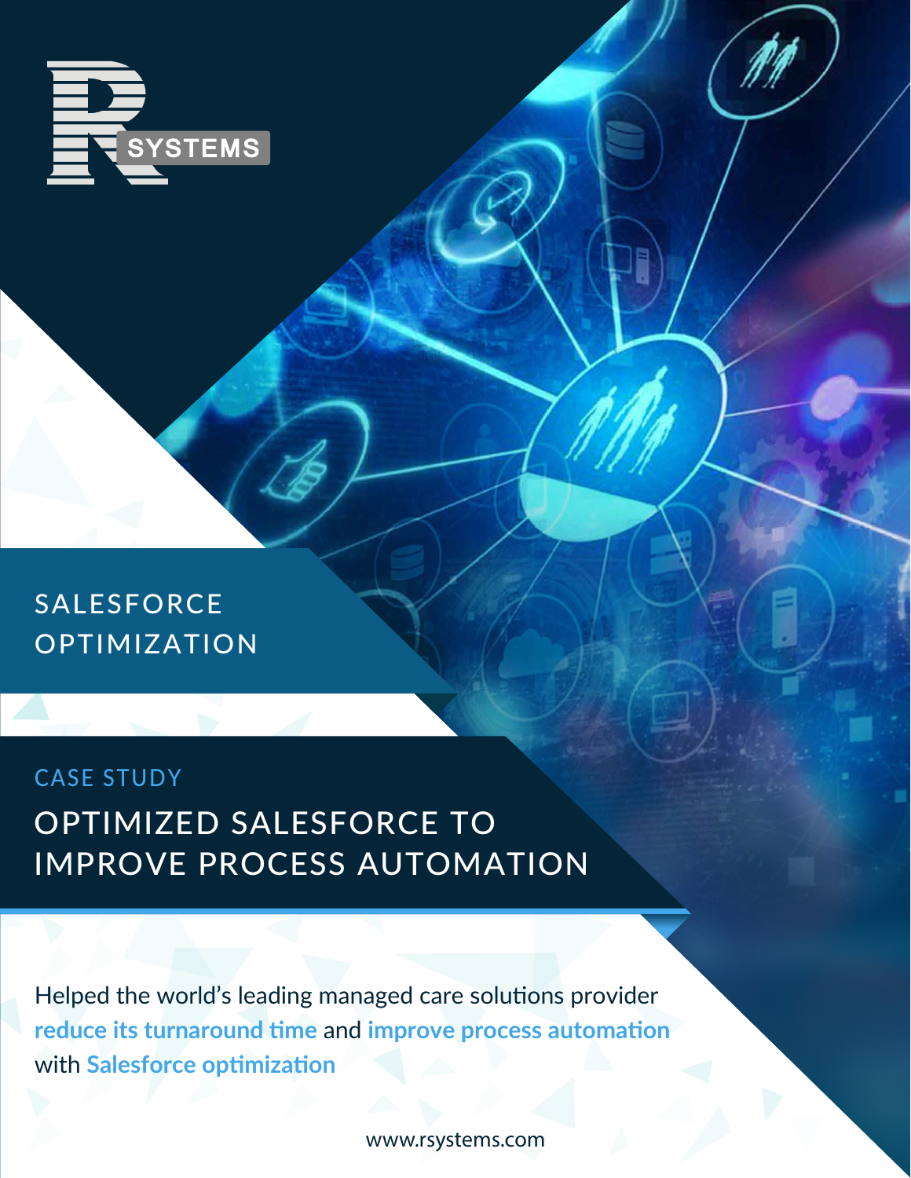R SYSTEMS

## SALESFORCE OPTIMIZATION

CASE STUDY

# OPTIMIZED SALESFORCE TO IMPROVE PROCESS AUTOMATION

Helped the world's leading managed care solutions provider **reduce its turnaround time** and **improve process automation** with **Salesforce optimization**

www.rsystems.com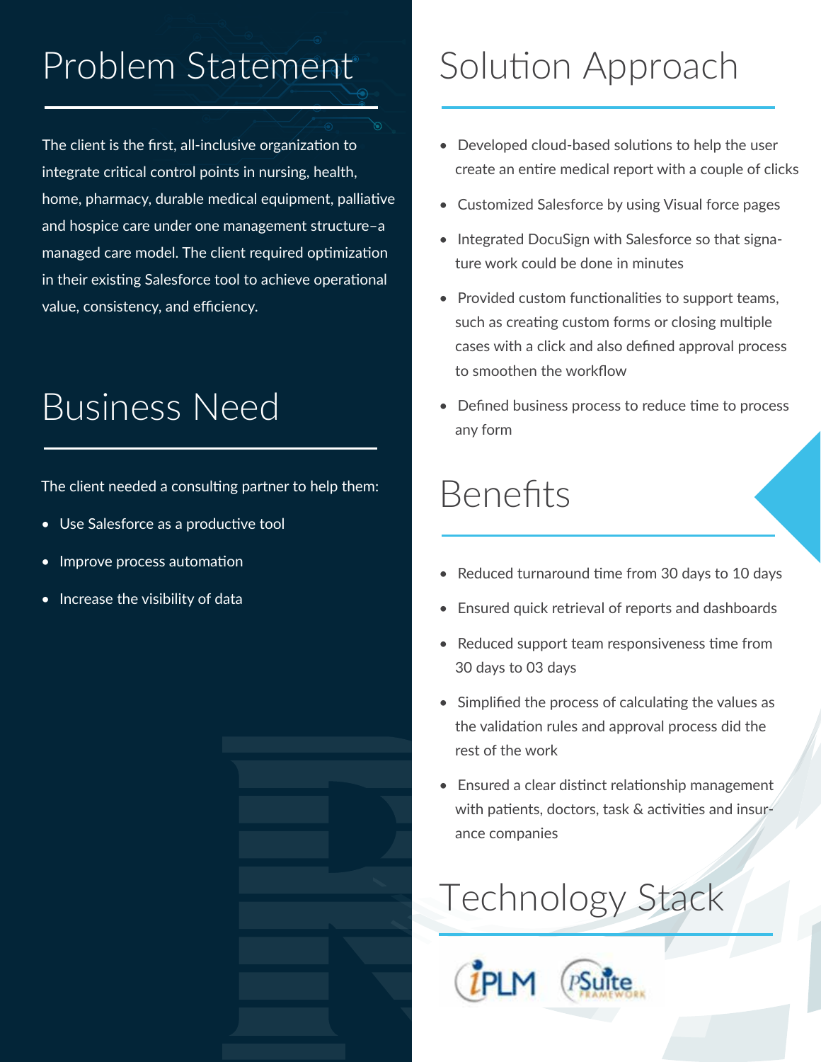## Problem Statement

The client is the first, all-inclusive organization to integrate critical control points in nursing, health, home, pharmacy, durable medical equipment, palliative and hospice care under one management structure–a managed care model. The client required optimization in their existing Salesforce tool to achieve operational value, consistency, and efficiency.

## Business Need

The client needed a consulting partner to help them:

- Use Salesforce as a productive tool
- Improve process automation
- Increase the visibility of data

## Solution Approach

- Developed cloud-based solutions to help the user create an entire medical report with a couple of clicks
- Customized Salesforce by using Visual force pages
- Integrated DocuSign with Salesforce so that signature work could be done in minutes
- Provided custom functionalities to support teams, such as creating custom forms or closing multiple cases with a click and also defined approval process to smoothen the workflow
- Defined business process to reduce time to process any form

## Benefits

- Reduced turnaround time from 30 days to 10 days
- Ensured quick retrieval of reports and dashboards
- Reduced support team responsiveness time from 30 days to 03 days
- Simplified the process of calculating the values as the validation rules and approval process did the rest of the work
- Ensured a clear distinct relationship management with patients, doctors, task & activities and insurance companies

## Technology Stack

iPLM

PSuite FRAMEWORK